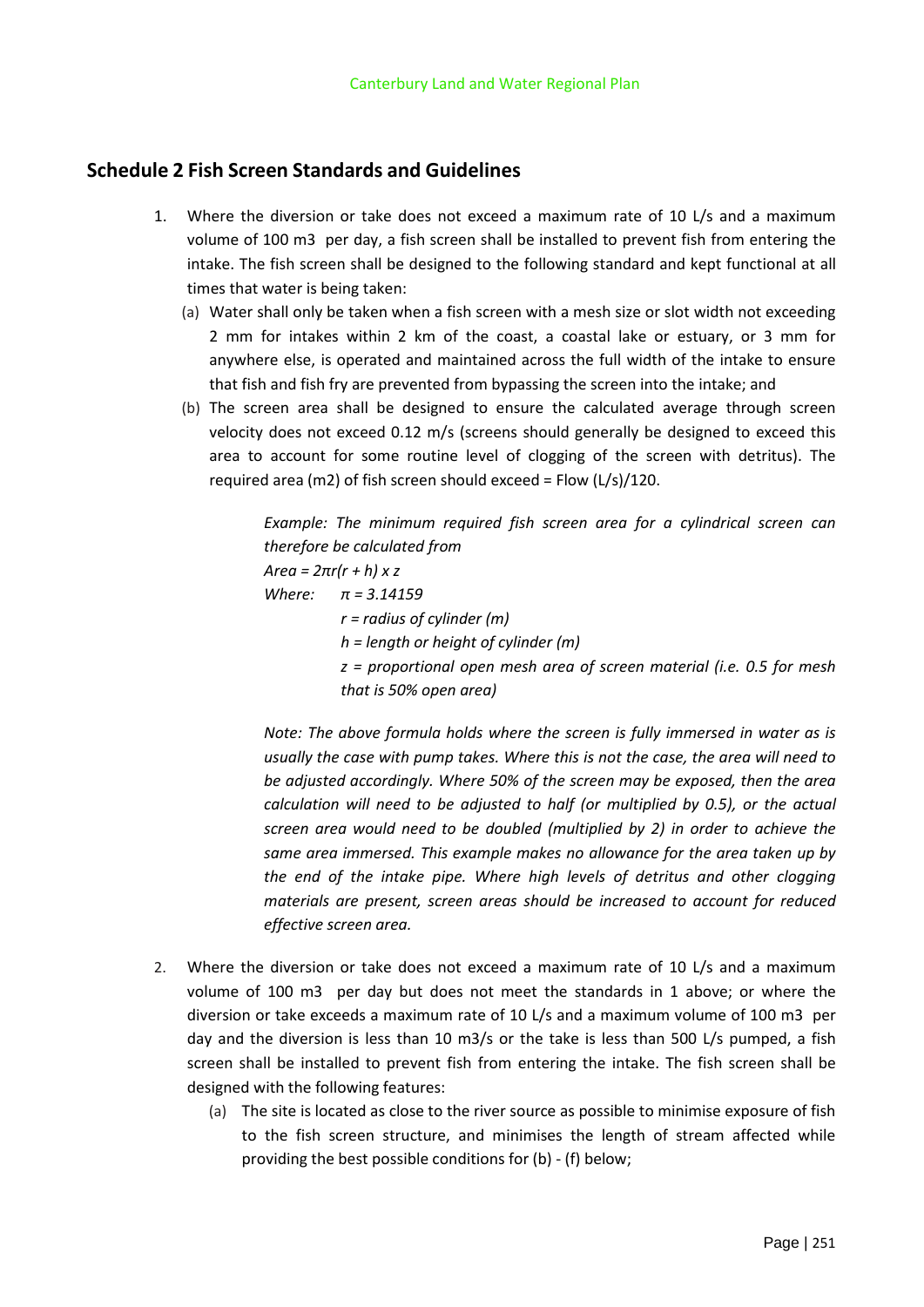## Schedule 2 Fish Screen Standards and Guidelines

1. Where the diversion or take does not exceed a maximum rate of 10 L/s and a maximum volume of 100 m3 per day, a fish screen shall be installed to prevent fish from entering the intake. The fish screen shall be designed to the following standard and kept functional at all times that water is being taken:
   (a) Water shall only be taken when a fish screen with a mesh size or slot width not exceeding 2 mm for intakes within 2 km of the coast, a coastal lake or estuary, or 3 mm for anywhere else, is operated and maintained across the full width of the intake to ensure that fish and fish fry are prevented from bypassing the screen into the intake; and
   (b) The screen area shall be designed to ensure the calculated average through screen velocity does not exceed 0.12 m/s (screens should generally be designed to exceed this area to account for some routine level of clogging of the screen with detritus). The required area (m2) of fish screen should exceed = Flow (L/s)/120.

   > *Example: The minimum required fish screen area for a cylindrical screen can therefore be calculated from*
   >
   > *Area = $2\pi r(r + h) \times z$*
   >
   > *Where:* *$\pi$ = 3.14159*
   >
   > *r = radius of cylinder (m)*
   >
   > *h = length or height of cylinder (m)*
   >
   > *z = proportional open mesh area of screen material (i.e. 0.5 for mesh that is 50% open area)*
   >
   > *Note: The above formula holds where the screen is fully immersed in water as is usually the case with pump takes. Where this is not the case, the area will need to be adjusted accordingly. Where 50% of the screen may be exposed, then the area calculation will need to be adjusted to half (or multiplied by 0.5), or the actual screen area would need to be doubled (multiplied by 2) in order to achieve the same area immersed. This example makes no allowance for the area taken up by the end of the intake pipe. Where high levels of detritus and other clogging materials are present, screen areas should be increased to account for reduced effective screen area.*

2. Where the diversion or take does not exceed a maximum rate of 10 L/s and a maximum volume of 100 m3 per day but does not meet the standards in 1 above; or where the diversion or take exceeds a maximum rate of 10 L/s and a maximum volume of 100 m3 per day and the diversion is less than 10 m3/s or the take is less than 500 L/s pumped, a fish screen shall be installed to prevent fish from entering the intake. The fish screen shall be designed with the following features:
   (a) The site is located as close to the river source as possible to minimise exposure of fish to the fish screen structure, and minimises the length of stream affected while providing the best possible conditions for (b) - (f) below;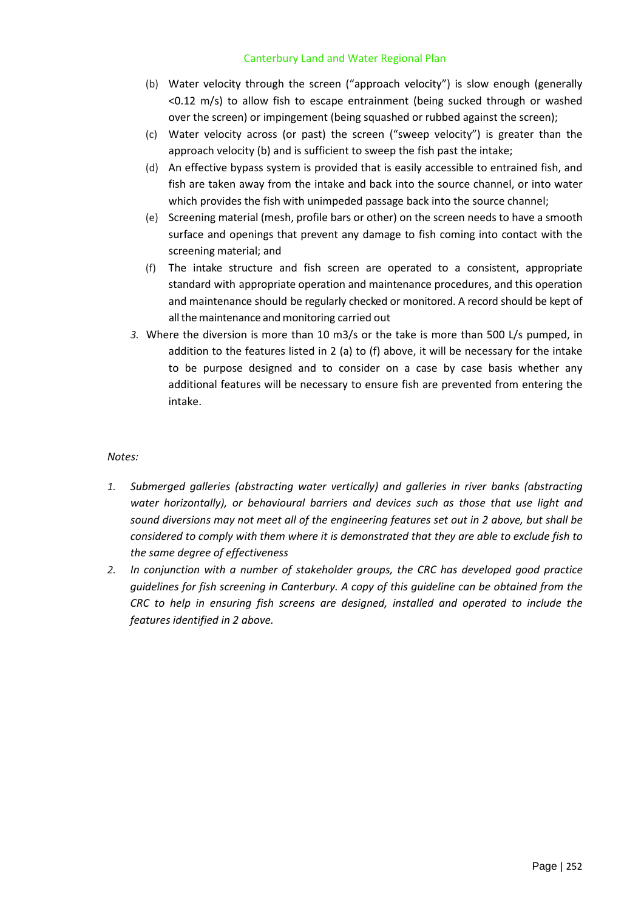(b) Water velocity through the screen ("approach velocity") is slow enough (generally <0.12 m/s) to allow fish to escape entrainment (being sucked through or washed over the screen) or impingement (being squashed or rubbed against the screen);

(c) Water velocity across (or past) the screen ("sweep velocity") is greater than the approach velocity (b) and is sufficient to sweep the fish past the intake;

(d) An effective bypass system is provided that is easily accessible to entrained fish, and fish are taken away from the intake and back into the source channel, or into water which provides the fish with unimpeded passage back into the source channel;

(e) Screening material (mesh, profile bars or other) on the screen needs to have a smooth surface and openings that prevent any damage to fish coming into contact with the screening material; and

(f) The intake structure and fish screen are operated to a consistent, appropriate standard with appropriate operation and maintenance procedures, and this operation and maintenance should be regularly checked or monitored. A record should be kept of all the maintenance and monitoring carried out

3. Where the diversion is more than 10 m3/s or the take is more than 500 L/s pumped, in addition to the features listed in 2 (a) to (f) above, it will be necessary for the intake to be purpose designed and to consider on a case by case basis whether any additional features will be necessary to ensure fish are prevented from entering the intake.

*Notes:*

1. *Submerged galleries (abstracting water vertically) and galleries in river banks (abstracting water horizontally), or behavioural barriers and devices such as those that use light and sound diversions may not meet all of the engineering features set out in 2 above, but shall be considered to comply with them where it is demonstrated that they are able to exclude fish to the same degree of effectiveness*
2. *In conjunction with a number of stakeholder groups, the CRC has developed good practice guidelines for fish screening in Canterbury. A copy of this guideline can be obtained from the CRC to help in ensuring fish screens are designed, installed and operated to include the features identified in 2 above.*